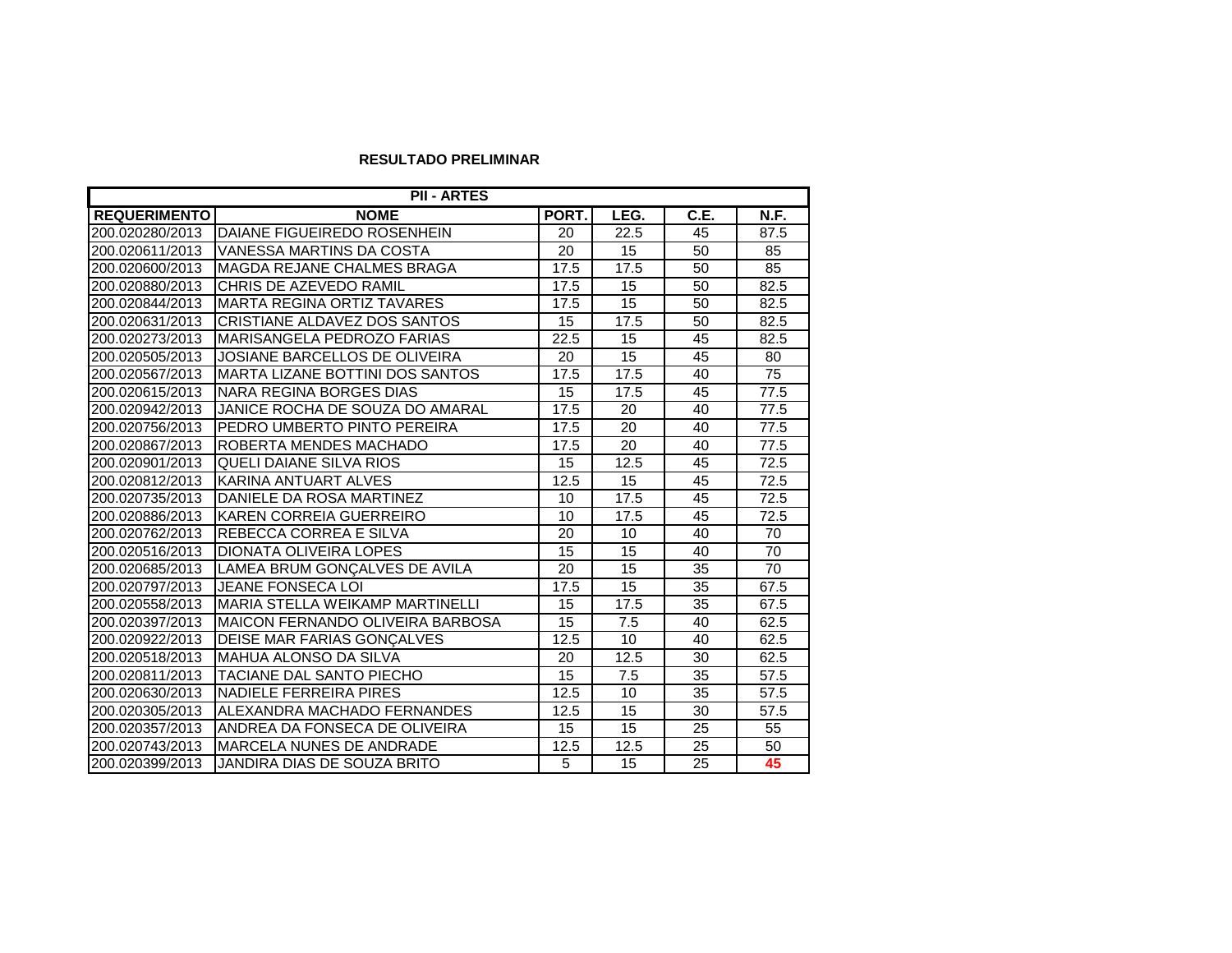**RESULTADO PRELIMINAR**

| PII - ARTES | | | | | |
|---|---|---|---|---|---|
| **REQUERIMENTO** | **NOME** | **PORT.** | **LEG.** | **C.E.** | **N.F.** |
| 200.020280/2013 | DAIANE FIGUEIREDO ROSENHEIN | 20 | 22.5 | 45 | 87.5 |
| 200.020611/2013 | VANESSA MARTINS DA COSTA | 20 | 15 | 50 | 85 |
| 200.020600/2013 | MAGDA REJANE CHALMES BRAGA | 17.5 | 17.5 | 50 | 85 |
| 200.020880/2013 | CHRIS DE AZEVEDO RAMIL | 17.5 | 15 | 50 | 82.5 |
| 200.020844/2013 | MARTA REGINA ORTIZ TAVARES | 17.5 | 15 | 50 | 82.5 |
| 200.020631/2013 | CRISTIANE ALDAVEZ DOS SANTOS | 15 | 17.5 | 50 | 82.5 |
| 200.020273/2013 | MARISANGELA PEDROZO FARIAS | 22.5 | 15 | 45 | 82.5 |
| 200.020505/2013 | JOSIANE BARCELLOS DE OLIVEIRA | 20 | 15 | 45 | 80 |
| 200.020567/2013 | MARTA LIZANE BOTTINI DOS SANTOS | 17.5 | 17.5 | 40 | 75 |
| 200.020615/2013 | NARA REGINA BORGES DIAS | 15 | 17.5 | 45 | 77.5 |
| 200.020942/2013 | JANICE ROCHA DE SOUZA DO AMARAL | 17.5 | 20 | 40 | 77.5 |
| 200.020756/2013 | PEDRO UMBERTO PINTO PEREIRA | 17.5 | 20 | 40 | 77.5 |
| 200.020867/2013 | ROBERTA MENDES MACHADO | 17.5 | 20 | 40 | 77.5 |
| 200.020901/2013 | QUELI DAIANE SILVA RIOS | 15 | 12.5 | 45 | 72.5 |
| 200.020812/2013 | KARINA ANTUART ALVES | 12.5 | 15 | 45 | 72.5 |
| 200.020735/2013 | DANIELE DA ROSA MARTINEZ | 10 | 17.5 | 45 | 72.5 |
| 200.020886/2013 | KAREN CORREIA GUERREIRO | 10 | 17.5 | 45 | 72.5 |
| 200.020762/2013 | REBECCA CORREA E SILVA | 20 | 10 | 40 | 70 |
| 200.020516/2013 | DIONATA OLIVEIRA LOPES | 15 | 15 | 40 | 70 |
| 200.020685/2013 | LAMEA BRUM GONÇALVES DE AVILA | 20 | 15 | 35 | 70 |
| 200.020797/2013 | JEANE FONSECA LOI | 17.5 | 15 | 35 | 67.5 |
| 200.020558/2013 | MARIA STELLA WEIKAMP MARTINELLI | 15 | 17.5 | 35 | 67.5 |
| 200.020397/2013 | MAICON FERNANDO OLIVEIRA BARBOSA | 15 | 7.5 | 40 | 62.5 |
| 200.020922/2013 | DEISE MAR FARIAS GONÇALVES | 12.5 | 10 | 40 | 62.5 |
| 200.020518/2013 | MAHUA ALONSO DA SILVA | 20 | 12.5 | 30 | 62.5 |
| 200.020811/2013 | TACIANE DAL SANTO PIECHO | 15 | 7.5 | 35 | 57.5 |
| 200.020630/2013 | NADIELE FERREIRA PIRES | 12.5 | 10 | 35 | 57.5 |
| 200.020305/2013 | ALEXANDRA MACHADO FERNANDES | 12.5 | 15 | 30 | 57.5 |
| 200.020357/2013 | ANDREA DA FONSECA DE OLIVEIRA | 15 | 15 | 25 | 55 |
| 200.020743/2013 | MARCELA NUNES DE ANDRADE | 12.5 | 12.5 | 25 | 50 |
| 200.020399/2013 | JANDIRA DIAS DE SOUZA BRITO | 5 | 15 | 25 | **45** |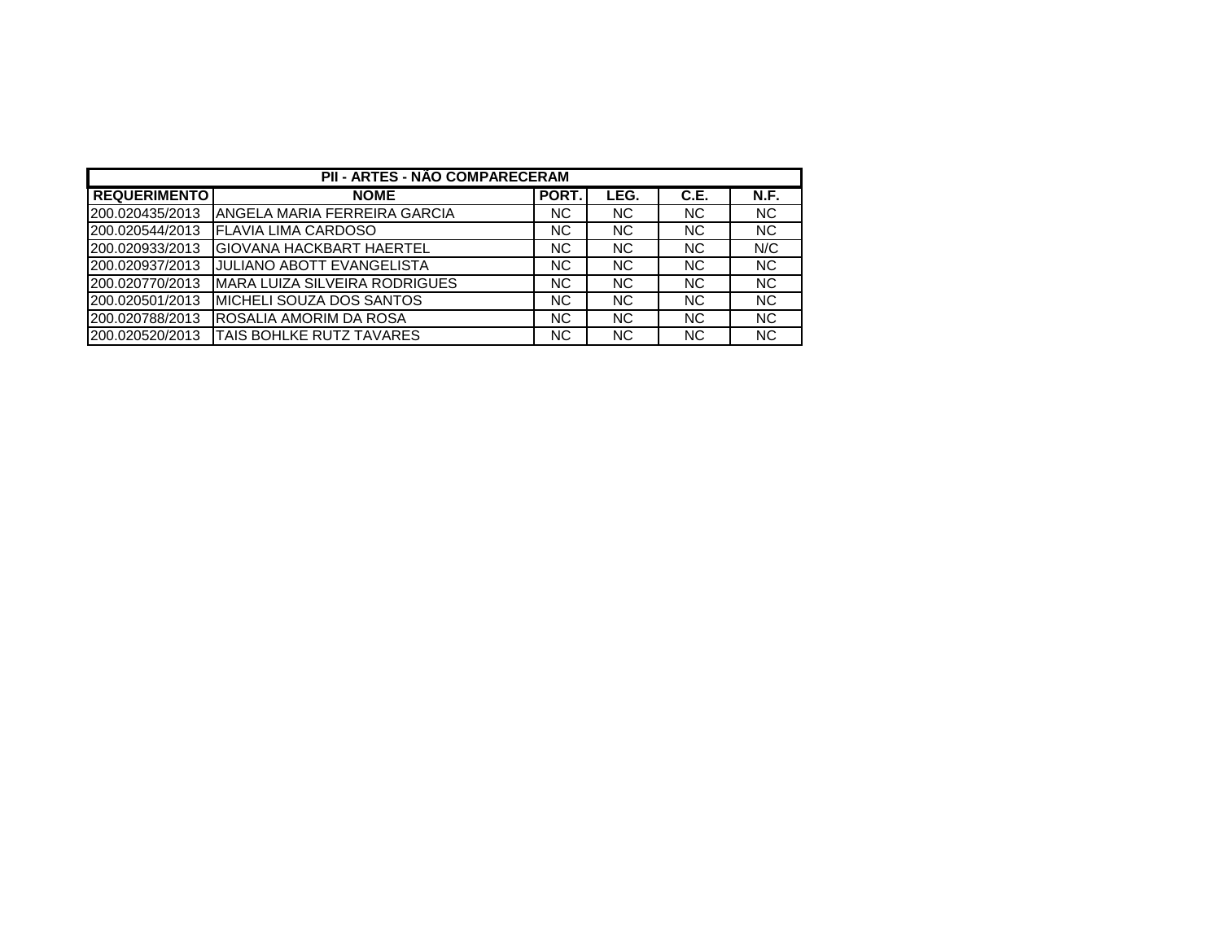| PII - ARTES - NÃO COMPARECERAM | | | | | |
|---|---|---|---|---|---|
| **REQUERIMENTO** | **NOME** | **PORT.** | **LEG.** | **C.E.** | **N.F.** |
| 200.020435/2013 | ANGELA MARIA FERREIRA GARCIA | NC | NC | NC | NC |
| 200.020544/2013 | FLAVIA LIMA CARDOSO | NC | NC | NC | NC |
| 200.020933/2013 | GIOVANA HACKBART HAERTEL | NC | NC | NC | N/C |
| 200.020937/2013 | JULIANO ABOTT EVANGELISTA | NC | NC | NC | NC |
| 200.020770/2013 | MARA LUIZA SILVEIRA RODRIGUES | NC | NC | NC | NC |
| 200.020501/2013 | MICHELI SOUZA DOS SANTOS | NC | NC | NC | NC |
| 200.020788/2013 | ROSALIA AMORIM DA ROSA | NC | NC | NC | NC |
| 200.020520/2013 | TAIS BOHLKE RUTZ TAVARES | NC | NC | NC | NC |